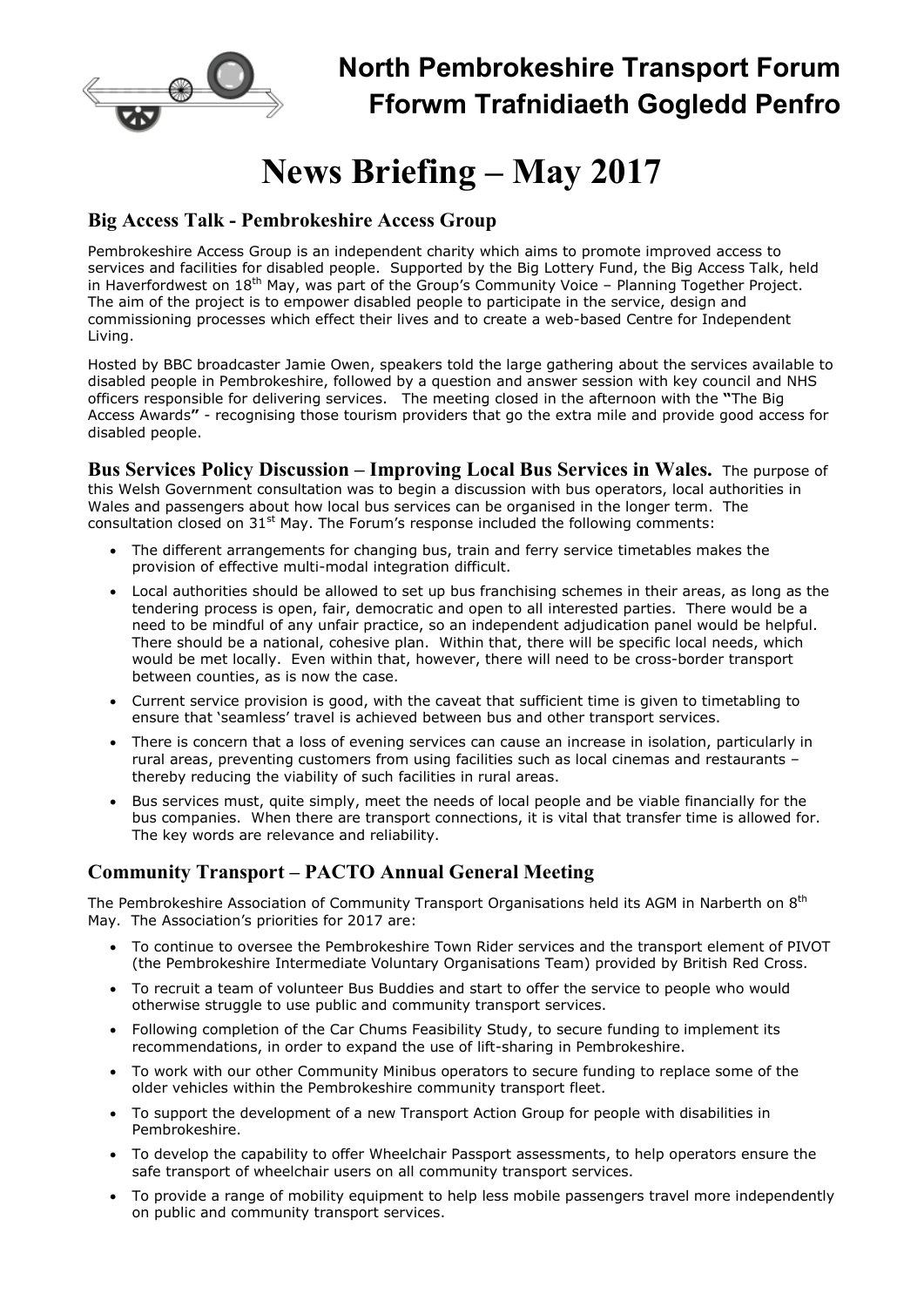# North Pembrokeshire Transport Forum
# Fforwm Trafnidiaeth Gogledd Penfro

# News Briefing – May 2017

## Big Access Talk - Pembrokeshire Access Group

Pembrokeshire Access Group is an independent charity which aims to promote improved access to services and facilities for disabled people. Supported by the Big Lottery Fund, the Big Access Talk, held in Haverfordwest on 18th May, was part of the Group's Community Voice – Planning Together Project. The aim of the project is to empower disabled people to participate in the service, design and commissioning processes which effect their lives and to create a web-based Centre for Independent Living.

Hosted by BBC broadcaster Jamie Owen, speakers told the large gathering about the services available to disabled people in Pembrokeshire, followed by a question and answer session with key council and NHS officers responsible for delivering services. The meeting closed in the afternoon with the **"**The Big Access Awards**"** - recognising those tourism providers that go the extra mile and provide good access for disabled people.

**Bus Services Policy Discussion – Improving Local Bus Services in Wales.** The purpose of this Welsh Government consultation was to begin a discussion with bus operators, local authorities in Wales and passengers about how local bus services can be organised in the longer term. The consultation closed on 31st May. The Forum's response included the following comments:

- The different arrangements for changing bus, train and ferry service timetables makes the provision of effective multi-modal integration difficult.
- Local authorities should be allowed to set up bus franchising schemes in their areas, as long as the tendering process is open, fair, democratic and open to all interested parties. There would be a need to be mindful of any unfair practice, so an independent adjudication panel would be helpful. There should be a national, cohesive plan. Within that, there will be specific local needs, which would be met locally. Even within that, however, there will need to be cross-border transport between counties, as is now the case.
- Current service provision is good, with the caveat that sufficient time is given to timetabling to ensure that 'seamless' travel is achieved between bus and other transport services.
- There is concern that a loss of evening services can cause an increase in isolation, particularly in rural areas, preventing customers from using facilities such as local cinemas and restaurants – thereby reducing the viability of such facilities in rural areas.
- Bus services must, quite simply, meet the needs of local people and be viable financially for the bus companies. When there are transport connections, it is vital that transfer time is allowed for. The key words are relevance and reliability.

## Community Transport – PACTO Annual General Meeting

The Pembrokeshire Association of Community Transport Organisations held its AGM in Narberth on 8th May. The Association's priorities for 2017 are:

- To continue to oversee the Pembrokeshire Town Rider services and the transport element of PIVOT (the Pembrokeshire Intermediate Voluntary Organisations Team) provided by British Red Cross.
- To recruit a team of volunteer Bus Buddies and start to offer the service to people who would otherwise struggle to use public and community transport services.
- Following completion of the Car Chums Feasibility Study, to secure funding to implement its recommendations, in order to expand the use of lift-sharing in Pembrokeshire.
- To work with our other Community Minibus operators to secure funding to replace some of the older vehicles within the Pembrokeshire community transport fleet.
- To support the development of a new Transport Action Group for people with disabilities in Pembrokeshire.
- To develop the capability to offer Wheelchair Passport assessments, to help operators ensure the safe transport of wheelchair users on all community transport services.
- To provide a range of mobility equipment to help less mobile passengers travel more independently on public and community transport services.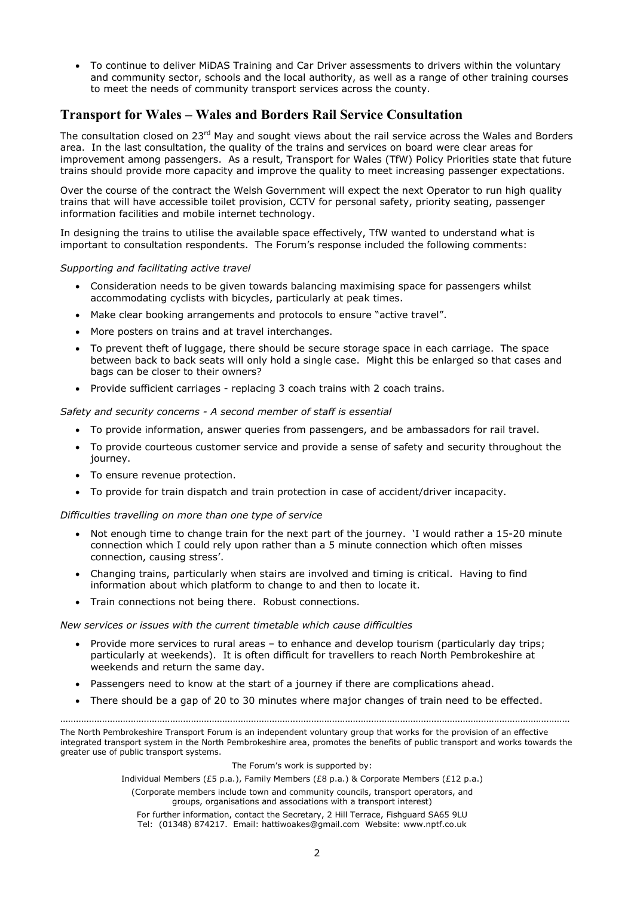- To continue to deliver MiDAS Training and Car Driver assessments to drivers within the voluntary and community sector, schools and the local authority, as well as a range of other training courses to meet the needs of community transport services across the county.

## Transport for Wales – Wales and Borders Rail Service Consultation

The consultation closed on 23rd May and sought views about the rail service across the Wales and Borders area. In the last consultation, the quality of the trains and services on board were clear areas for improvement among passengers. As a result, Transport for Wales (TfW) Policy Priorities state that future trains should provide more capacity and improve the quality to meet increasing passenger expectations.

Over the course of the contract the Welsh Government will expect the next Operator to run high quality trains that will have accessible toilet provision, CCTV for personal safety, priority seating, passenger information facilities and mobile internet technology.

In designing the trains to utilise the available space effectively, TfW wanted to understand what is important to consultation respondents. The Forum's response included the following comments:

*Supporting and facilitating active travel*

- Consideration needs to be given towards balancing maximising space for passengers whilst accommodating cyclists with bicycles, particularly at peak times.
- Make clear booking arrangements and protocols to ensure "active travel".
- More posters on trains and at travel interchanges.
- To prevent theft of luggage, there should be secure storage space in each carriage. The space between back to back seats will only hold a single case. Might this be enlarged so that cases and bags can be closer to their owners?
- Provide sufficient carriages - replacing 3 coach trains with 2 coach trains.

*Safety and security concerns - A second member of staff is essential*

- To provide information, answer queries from passengers, and be ambassadors for rail travel.
- To provide courteous customer service and provide a sense of safety and security throughout the journey.
- To ensure revenue protection.
- To provide for train dispatch and train protection in case of accident/driver incapacity.

*Difficulties travelling on more than one type of service*

- Not enough time to change train for the next part of the journey. 'I would rather a 15-20 minute connection which I could rely upon rather than a 5 minute connection which often misses connection, causing stress'.
- Changing trains, particularly when stairs are involved and timing is critical. Having to find information about which platform to change to and then to locate it.
- Train connections not being there. Robust connections.

*New services or issues with the current timetable which cause difficulties*

- Provide more services to rural areas – to enhance and develop tourism (particularly day trips; particularly at weekends). It is often difficult for travellers to reach North Pembrokeshire at weekends and return the same day.
- Passengers need to know at the start of a journey if there are complications ahead.
- There should be a gap of 20 to 30 minutes where major changes of train need to be effected.

---

The North Pembrokeshire Transport Forum is an independent voluntary group that works for the provision of an effective integrated transport system in the North Pembrokeshire area, promotes the benefits of public transport and works towards the greater use of public transport systems.

The Forum's work is supported by:

Individual Members (£5 p.a.), Family Members (£8 p.a.) & Corporate Members (£12 p.a.)

(Corporate members include town and community councils, transport operators, and groups, organisations and associations with a transport interest)

For further information, contact the Secretary, 2 Hill Terrace, Fishguard SA65 9LU
Tel: (01348) 874217. Email: hattiwoakes@gmail.com Website: www.nptf.co.uk